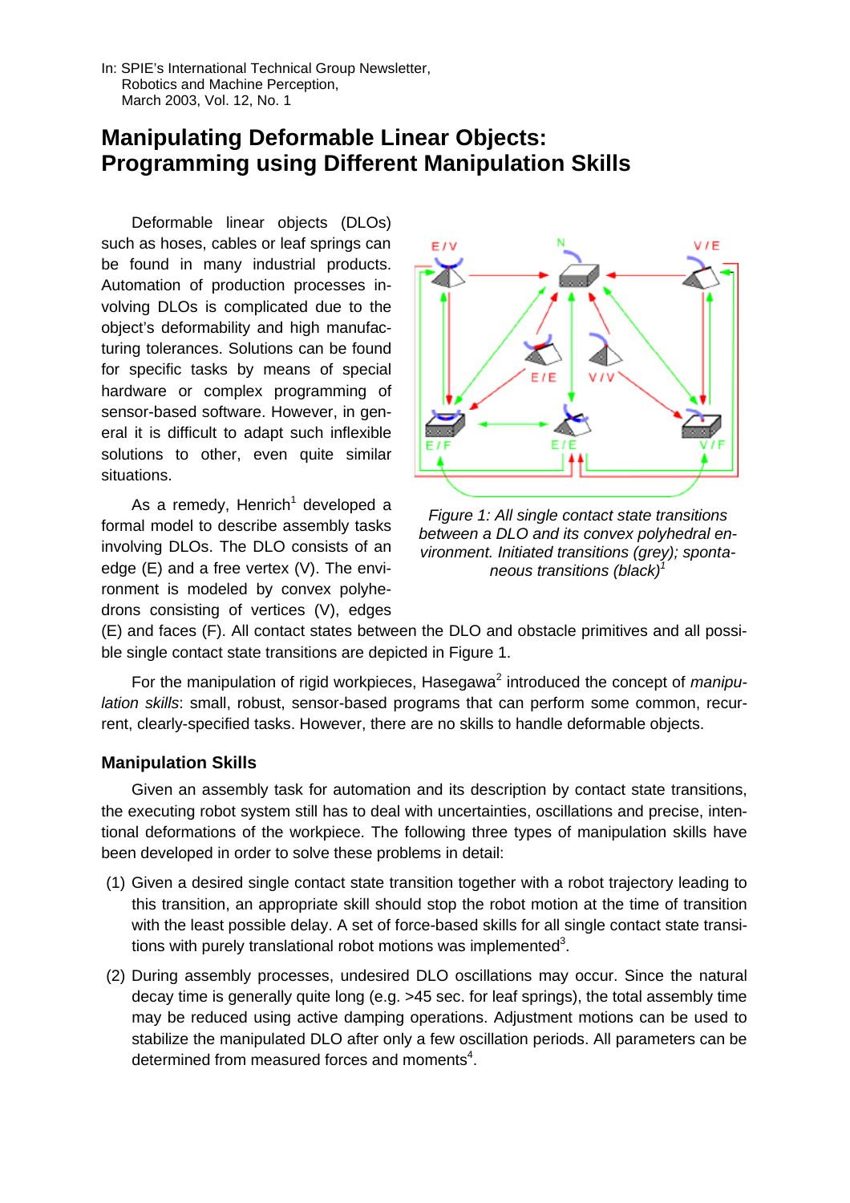In: SPIE's International Technical Group Newsletter,
Robotics and Machine Perception,
March 2003, Vol. 12, No. 1

# Manipulating Deformable Linear Objects: Programming using Different Manipulation Skills

Deformable linear objects (DLOs) such as hoses, cables or leaf springs can be found in many industrial products. Automation of production processes involving DLOs is complicated due to the object's deformability and high manufacturing tolerances. Solutions can be found for specific tasks by means of special hardware or complex programming of sensor-based software. However, in general it is difficult to adapt such inflexible solutions to other, even quite similar situations.

As a remedy, Henrich[1] developed a formal model to describe assembly tasks involving DLOs. The DLO consists of an edge (E) and a free vertex (V). The environment is modeled by convex polyhedrons consisting of vertices (V), edges (E) and faces (F). All contact states between the DLO and obstacle primitives and all possible single contact state transitions are depicted in Figure 1.

*Figure 1: All single contact state transitions between a DLO and its convex polyhedral environment. Initiated transitions (grey); spontaneous transitions (black)[1]*

For the manipulation of rigid workpieces, Hasegawa[2] introduced the concept of *manipulation skills*: small, robust, sensor-based programs that can perform some common, recurrent, clearly-specified tasks. However, there are no skills to handle deformable objects.

## Manipulation Skills

Given an assembly task for automation and its description by contact state transitions, the executing robot system still has to deal with uncertainties, oscillations and precise, intentional deformations of the workpiece. The following three types of manipulation skills have been developed in order to solve these problems in detail:

(1) Given a desired single contact state transition together with a robot trajectory leading to this transition, an appropriate skill should stop the robot motion at the time of transition with the least possible delay. A set of force-based skills for all single contact state transitions with purely translational robot motions was implemented[3].

(2) During assembly processes, undesired DLO oscillations may occur. Since the natural decay time is generally quite long (e.g. >45 sec. for leaf springs), the total assembly time may be reduced using active damping operations. Adjustment motions can be used to stabilize the manipulated DLO after only a few oscillation periods. All parameters can be determined from measured forces and moments[4].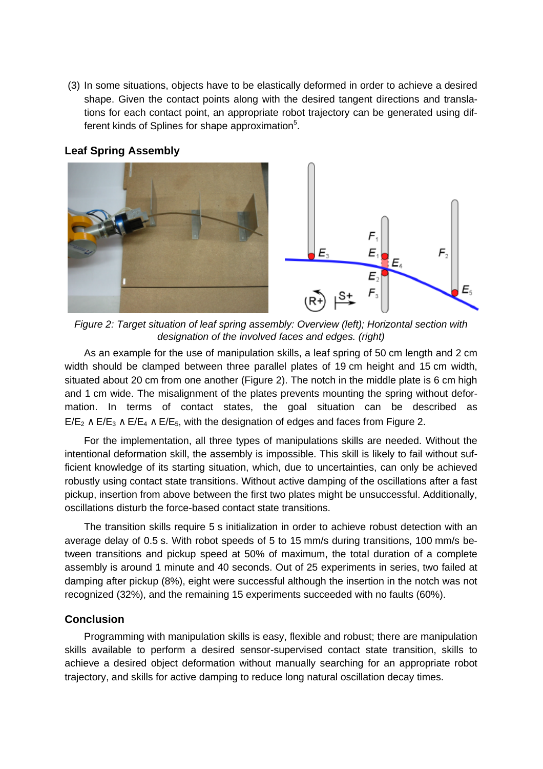(3) In some situations, objects have to be elastically deformed in order to achieve a desired shape. Given the contact points along with the desired tangent directions and translations for each contact point, an appropriate robot trajectory can be generated using different kinds of Splines for shape approximation[5].

## Leaf Spring Assembly

*Figure 2: Target situation of leaf spring assembly: Overview (left); Horizontal section with designation of the involved faces and edges. (right)*

As an example for the use of manipulation skills, a leaf spring of 50 cm length and 2 cm width should be clamped between three parallel plates of 19 cm height and 15 cm width, situated about 20 cm from one another (Figure 2). The notch in the middle plate is 6 cm high and 1 cm wide. The misalignment of the plates prevents mounting the spring without deformation. In terms of contact states, the goal situation can be described as $E/E_2 \wedge E/E_3 \wedge E/E_4 \wedge E/E_5$, with the designation of edges and faces from Figure 2.

For the implementation, all three types of manipulations skills are needed. Without the intentional deformation skill, the assembly is impossible. This skill is likely to fail without sufficient knowledge of its starting situation, which, due to uncertainties, can only be achieved robustly using contact state transitions. Without active damping of the oscillations after a fast pickup, insertion from above between the first two plates might be unsuccessful. Additionally, oscillations disturb the force-based contact state transitions.

The transition skills require 5 s initialization in order to achieve robust detection with an average delay of 0.5 s. With robot speeds of 5 to 15 mm/s during transitions, 100 mm/s between transitions and pickup speed at 50% of maximum, the total duration of a complete assembly is around 1 minute and 40 seconds. Out of 25 experiments in series, two failed at damping after pickup (8%), eight were successful although the insertion in the notch was not recognized (32%), and the remaining 15 experiments succeeded with no faults (60%).

## Conclusion

Programming with manipulation skills is easy, flexible and robust; there are manipulation skills available to perform a desired sensor-supervised contact state transition, skills to achieve a desired object deformation without manually searching for an appropriate robot trajectory, and skills for active damping to reduce long natural oscillation decay times.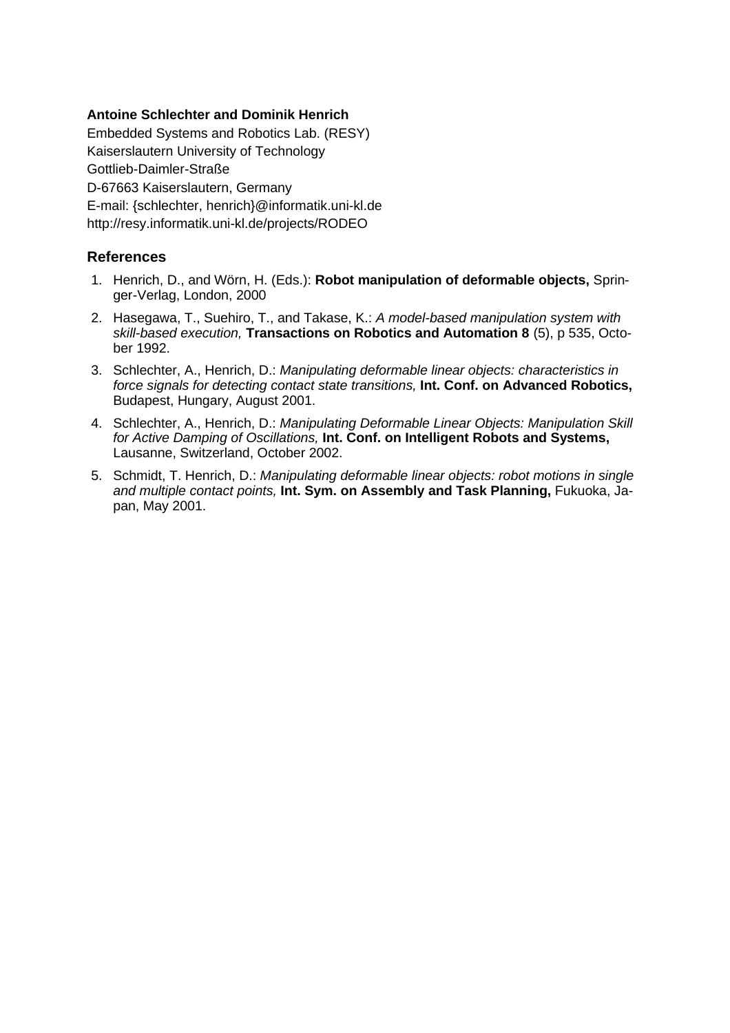**Antoine Schlechter and Dominik Henrich**
Embedded Systems and Robotics Lab. (RESY)
Kaiserslautern University of Technology
Gottlieb-Daimler-Straße
D-67663 Kaiserslautern, Germany
E-mail: {schlechter, henrich}@informatik.uni-kl.de
http://resy.informatik.uni-kl.de/projects/RODEO

## References

1. Henrich, D., and Wörn, H. (Eds.): **Robot manipulation of deformable objects,** Springer-Verlag, London, 2000
2. Hasegawa, T., Suehiro, T., and Takase, K.: *A model-based manipulation system with skill-based execution,* **Transactions on Robotics and Automation 8** (5), p 535, October 1992.
3. Schlechter, A., Henrich, D.: *Manipulating deformable linear objects: characteristics in force signals for detecting contact state transitions,* **Int. Conf. on Advanced Robotics,** Budapest, Hungary, August 2001.
4. Schlechter, A., Henrich, D.: *Manipulating Deformable Linear Objects: Manipulation Skill for Active Damping of Oscillations,* **Int. Conf. on Intelligent Robots and Systems,** Lausanne, Switzerland, October 2002.
5. Schmidt, T. Henrich, D.: *Manipulating deformable linear objects: robot motions in single and multiple contact points,* **Int. Sym. on Assembly and Task Planning,** Fukuoka, Japan, May 2001.